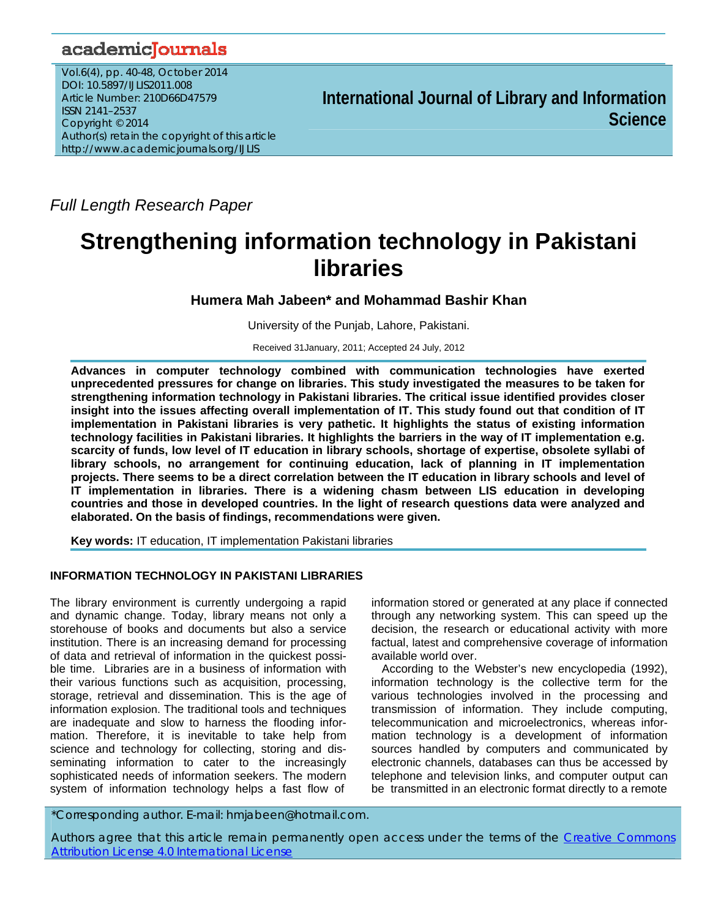*Full Length Research Paper*

# Strengthening information technology in Pakistani libraries

**Humera Mah Jabeen* and Mohammad Bashir Khan**

University of the Punjab, Lahore, Pakistani.

Received 31January, 2011; Accepted 24 July, 2012

**Advances in computer technology combined with communication technologies have exerted unprecedented pressures for change on libraries. This study investigated the measures to be taken for strengthening information technology in Pakistani libraries. The critical issue identified provides closer insight into the issues affecting overall implementation of IT. This study found out that condition of IT implementation in Pakistani libraries is very pathetic. It highlights the status of existing information technology facilities in Pakistani libraries. It highlights the barriers in the way of IT implementation e.g. scarcity of funds, low level of IT education in library schools, shortage of expertise, obsolete syllabi of library schools, no arrangement for continuing education, lack of planning in IT implementation projects. There seems to be a direct correlation between the IT education in library schools and level of IT implementation in libraries. There is a widening chasm between LIS education in developing countries and those in developed countries. In the light of research questions data were analyzed and elaborated. On the basis of findings, recommendations were given.**

**Key words:** IT education, IT implementation Pakistani libraries

## INFORMATION TECHNOLOGY IN PAKISTANI LIBRARIES

The library environment is currently undergoing a rapid and dynamic change. Today, library means not only a storehouse of books and documents but also a service institution. There is an increasing demand for processing of data and retrieval of information in the quickest possible time. Libraries are in a business of information with their various functions such as acquisition, processing, storage, retrieval and dissemination. This is the age of information explosion. The traditional tools and techniques are inadequate and slow to harness the flooding information. Therefore, it is inevitable to take help from science and technology for collecting, storing and disseminating information to cater to the increasingly sophisticated needs of information seekers. The modern system of information technology helps a fast flow of information stored or generated at any place if connected through any networking system. This can speed up the decision, the research or educational activity with more factual, latest and comprehensive coverage of information available world over.

According to the Webster's new encyclopedia (1992), information technology is the collective term for the various technologies involved in the processing and transmission of information. They include computing, telecommunication and microelectronics, whereas information technology is a development of information sources handled by computers and communicated by electronic channels, databases can thus be accessed by telephone and television links, and computer output can be transmitted in an electronic format directly to a remote

*Corresponding author. E-mail: hmjabeen@hotmail.com.

Authors agree that this article remain permanently open access under the terms of the Creative Commons Attribution License 4.0 International License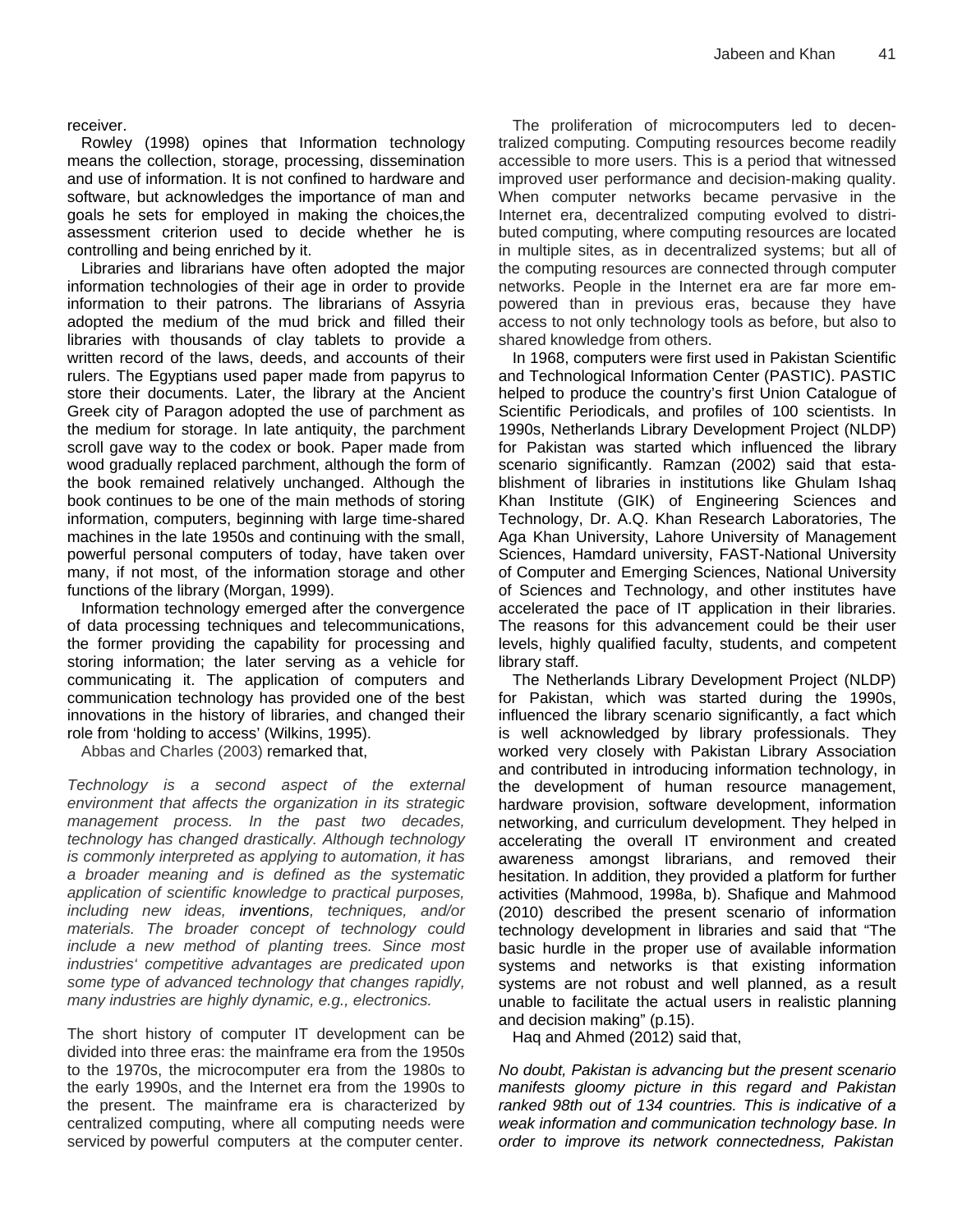receiver.

Rowley (1998) opines that Information technology means the collection, storage, processing, dissemination and use of information. It is not confined to hardware and software, but acknowledges the importance of man and goals he sets for employed in making the choices,the assessment criterion used to decide whether he is controlling and being enriched by it.

Libraries and librarians have often adopted the major information technologies of their age in order to provide information to their patrons. The librarians of Assyria adopted the medium of the mud brick and filled their libraries with thousands of clay tablets to provide a written record of the laws, deeds, and accounts of their rulers. The Egyptians used paper made from papyrus to store their documents. Later, the library at the Ancient Greek city of Paragon adopted the use of parchment as the medium for storage. In late antiquity, the parchment scroll gave way to the codex or book. Paper made from wood gradually replaced parchment, although the form of the book remained relatively unchanged. Although the book continues to be one of the main methods of storing information, computers, beginning with large time-shared machines in the late 1950s and continuing with the small, powerful personal computers of today, have taken over many, if not most, of the information storage and other functions of the library (Morgan, 1999).

Information technology emerged after the convergence of data processing techniques and telecommunications, the former providing the capability for processing and storing information; the later serving as a vehicle for communicating it. The application of computers and communication technology has provided one of the best innovations in the history of libraries, and changed their role from 'holding to access' (Wilkins, 1995).

Abbas and Charles (2003) remarked that,

*Technology is a second aspect of the external environment that affects the organization in its strategic management process. In the past two decades, technology has changed drastically. Although technology is commonly interpreted as applying to automation, it has a broader meaning and is defined as the systematic application of scientific knowledge to practical purposes, including new ideas, inventions, techniques, and/or materials. The broader concept of technology could include a new method of planting trees. Since most industries' competitive advantages are predicated upon some type of advanced technology that changes rapidly, many industries are highly dynamic, e.g., electronics.*

The short history of computer IT development can be divided into three eras: the mainframe era from the 1950s to the 1970s, the microcomputer era from the 1980s to the early 1990s, and the Internet era from the 1990s to the present. The mainframe era is characterized by centralized computing, where all computing needs were serviced by powerful computers at the computer center.

The proliferation of microcomputers led to decentralized computing. Computing resources become readily accessible to more users. This is a period that witnessed improved user performance and decision-making quality. When computer networks became pervasive in the Internet era, decentralized computing evolved to distributed computing, where computing resources are located in multiple sites, as in decentralized systems; but all of the computing resources are connected through computer networks. People in the Internet era are far more empowered than in previous eras, because they have access to not only technology tools as before, but also to shared knowledge from others.

In 1968, computers were first used in Pakistan Scientific and Technological Information Center (PASTIC). PASTIC helped to produce the country's first Union Catalogue of Scientific Periodicals, and profiles of 100 scientists. In 1990s, Netherlands Library Development Project (NLDP) for Pakistan was started which influenced the library scenario significantly. Ramzan (2002) said that establishment of libraries in institutions like Ghulam Ishaq Khan Institute (GIK) of Engineering Sciences and Technology, Dr. A.Q. Khan Research Laboratories, The Aga Khan University, Lahore University of Management Sciences, Hamdard university, FAST-National University of Computer and Emerging Sciences, National University of Sciences and Technology, and other institutes have accelerated the pace of IT application in their libraries. The reasons for this advancement could be their user levels, highly qualified faculty, students, and competent library staff.

The Netherlands Library Development Project (NLDP) for Pakistan, which was started during the 1990s, influenced the library scenario significantly, a fact which is well acknowledged by library professionals. They worked very closely with Pakistan Library Association and contributed in introducing information technology, in the development of human resource management, hardware provision, software development, information networking, and curriculum development. They helped in accelerating the overall IT environment and created awareness amongst librarians, and removed their hesitation. In addition, they provided a platform for further activities (Mahmood, 1998a, b). Shafique and Mahmood (2010) described the present scenario of information technology development in libraries and said that "The basic hurdle in the proper use of available information systems and networks is that existing information systems are not robust and well planned, as a result unable to facilitate the actual users in realistic planning and decision making" (p.15).

Haq and Ahmed (2012) said that,

*No doubt, Pakistan is advancing but the present scenario manifests gloomy picture in this regard and Pakistan ranked 98th out of 134 countries. This is indicative of a weak information and communication technology base. In order to improve its network connectedness, Pakistan*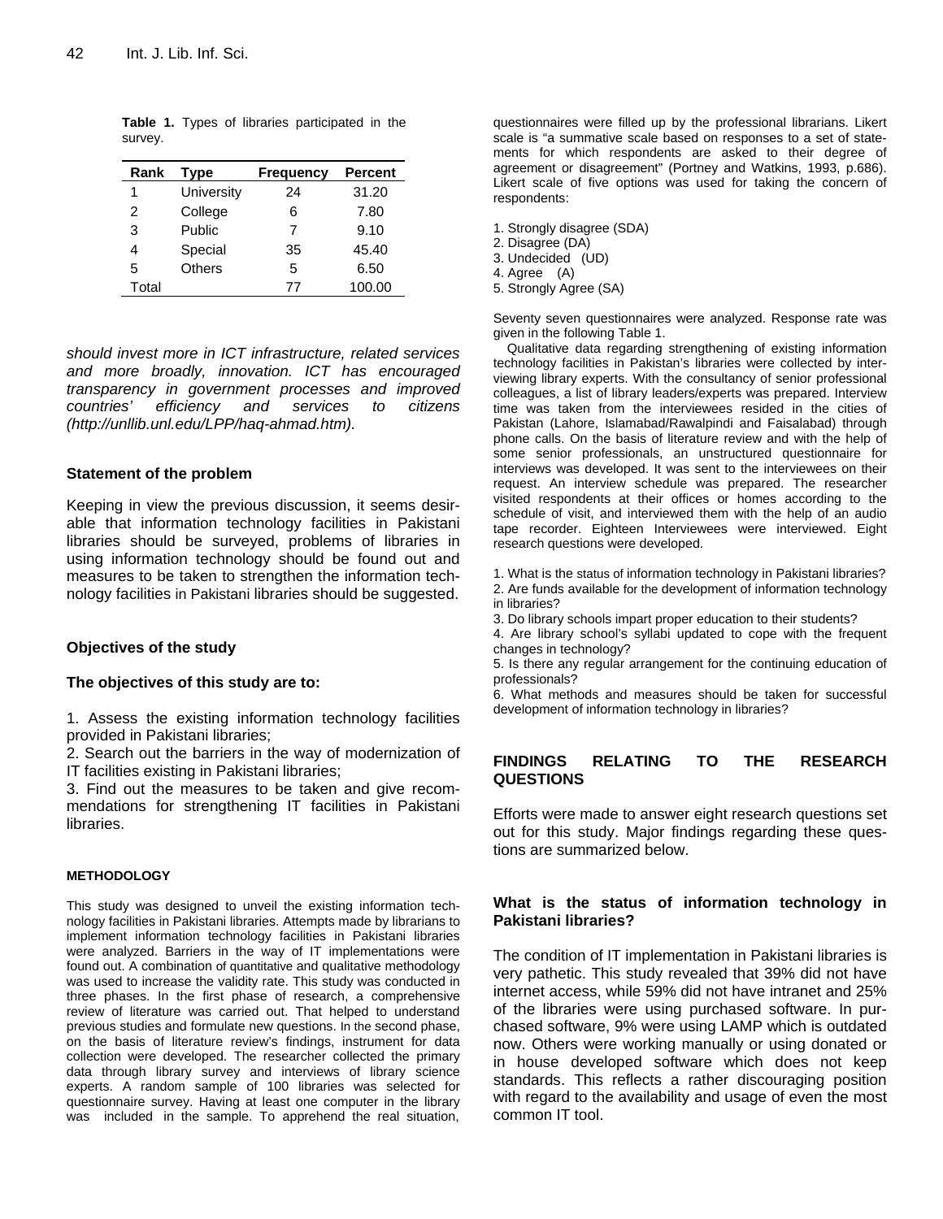**Table 1.** Types of libraries participated in the survey.

| Rank | Type | Frequency | Percent |
|---|---|---|---|
| 1 | University | 24 | 31.20 |
| 2 | College | 6 | 7.80 |
| 3 | Public | 7 | 9.10 |
| 4 | Special | 35 | 45.40 |
| 5 | Others | 5 | 6.50 |
| Total | | 77 | 100.00 |

*should invest more in ICT infrastructure, related services and more broadly, innovation. ICT has encouraged transparency in government processes and improved countries' efficiency and services to citizens (http://unllib.unl.edu/LPP/haq-ahmad.htm).*

### Statement of the problem

Keeping in view the previous discussion, it seems desirable that information technology facilities in Pakistani libraries should be surveyed, problems of libraries in using information technology should be found out and measures to be taken to strengthen the information technology facilities in Pakistani libraries should be suggested.

### Objectives of the study

**The objectives of this study are to:**

1. Assess the existing information technology facilities provided in Pakistani libraries;
2. Search out the barriers in the way of modernization of IT facilities existing in Pakistani libraries;
3. Find out the measures to be taken and give recommendations for strengthening IT facilities in Pakistani libraries.

## METHODOLOGY

This study was designed to unveil the existing information technology facilities in Pakistani libraries. Attempts made by librarians to implement information technology facilities in Pakistani libraries were analyzed. Barriers in the way of IT implementations were found out. A combination of quantitative and qualitative methodology was used to increase the validity rate. This study was conducted in three phases. In the first phase of research, a comprehensive review of literature was carried out. That helped to understand previous studies and formulate new questions. In the second phase, on the basis of literature review's findings, instrument for data collection were developed. The researcher collected the primary data through library survey and interviews of library science experts. A random sample of 100 libraries was selected for questionnaire survey. Having at least one computer in the library was included in the sample. To apprehend the real situation, questionnaires were filled up by the professional librarians. Likert scale is "a summative scale based on responses to a set of statements for which respondents are asked to their degree of agreement or disagreement" (Portney and Watkins, 1993, p.686). Likert scale of five options was used for taking the concern of respondents:

1. Strongly disagree (SDA)
2. Disagree (DA)
3. Undecided (UD)
4. Agree (A)
5. Strongly Agree (SA)

Seventy seven questionnaires were analyzed. Response rate was given in the following Table 1.

Qualitative data regarding strengthening of existing information technology facilities in Pakistan's libraries were collected by interviewing library experts. With the consultancy of senior professional colleagues, a list of library leaders/experts was prepared. Interview time was taken from the interviewees resided in the cities of Pakistan (Lahore, Islamabad/Rawalpindi and Faisalabad) through phone calls. On the basis of literature review and with the help of some senior professionals, an unstructured questionnaire for interviews was developed. It was sent to the interviewees on their request. An interview schedule was prepared. The researcher visited respondents at their offices or homes according to the schedule of visit, and interviewed them with the help of an audio tape recorder. Eighteen Interviewees were interviewed. Eight research questions were developed.

1. What is the status of information technology in Pakistani libraries?
2. Are funds available for the development of information technology in libraries?
3. Do library schools impart proper education to their students?
4. Are library school's syllabi updated to cope with the frequent changes in technology?
5. Is there any regular arrangement for the continuing education of professionals?
6. What methods and measures should be taken for successful development of information technology in libraries?

## FINDINGS RELATING TO THE RESEARCH QUESTIONS

Efforts were made to answer eight research questions set out for this study. Major findings regarding these questions are summarized below.

### What is the status of information technology in Pakistani libraries?

The condition of IT implementation in Pakistani libraries is very pathetic. This study revealed that 39% did not have internet access, while 59% did not have intranet and 25% of the libraries were using purchased software. In purchased software, 9% were using LAMP which is outdated now. Others were working manually or using donated or in house developed software which does not keep standards. This reflects a rather discouraging position with regard to the availability and usage of even the most common IT tool.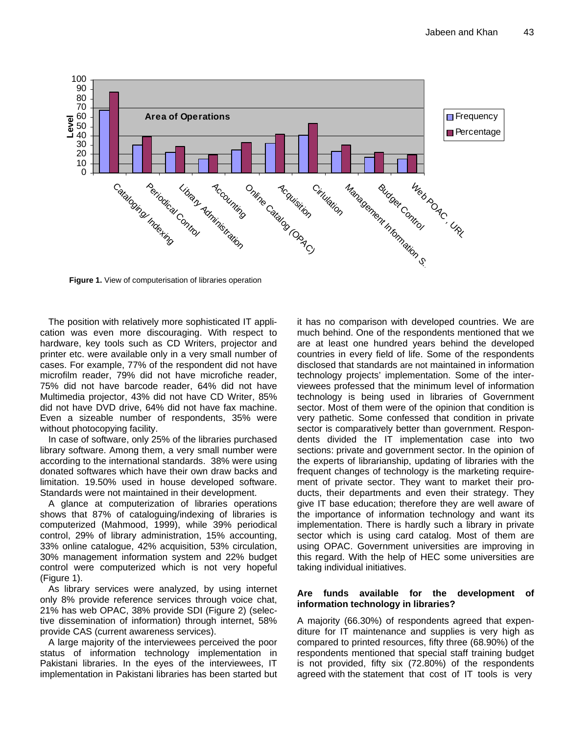Figure 1. View of computerisation of libraries operation

The position with relatively more sophisticated IT application was even more discouraging. With respect to hardware, key tools such as CD Writers, projector and printer etc. were available only in a very small number of cases. For example, 77% of the respondent did not have microfilm reader, 79% did not have microfiche reader, 75% did not have barcode reader, 64% did not have Multimedia projector, 43% did not have CD Writer, 85% did not have DVD drive, 64% did not have fax machine. Even a sizeable number of respondents, 35% were without photocopying facility.

In case of software, only 25% of the libraries purchased library software. Among them, a very small number were according to the international standards. 38% were using donated softwares which have their own draw backs and limitation. 19.50% used in house developed software. Standards were not maintained in their development.

A glance at computerization of libraries operations shows that 87% of cataloguing/indexing of libraries is computerized (Mahmood, 1999), while 39% periodical control, 29% of library administration, 15% accounting, 33% online catalogue, 42% acquisition, 53% circulation, 30% management information system and 22% budget control were computerized which is not very hopeful (Figure 1).

As library services were analyzed, by using internet only 8% provide reference services through voice chat, 21% has web OPAC, 38% provide SDI (Figure 2) (selective dissemination of information) through internet, 58% provide CAS (current awareness services).

A large majority of the interviewees perceived the poor status of information technology implementation in Pakistani libraries. In the eyes of the interviewees, IT implementation in Pakistani libraries has been started but it has no comparison with developed countries. We are much behind. One of the respondents mentioned that we are at least one hundred years behind the developed countries in every field of life. Some of the respondents disclosed that standards are not maintained in information technology projects' implementation. Some of the interviewees professed that the minimum level of information technology is being used in libraries of Government sector. Most of them were of the opinion that condition is very pathetic. Some confessed that condition in private sector is comparatively better than government. Respondents divided the IT implementation case into two sections: private and government sector. In the opinion of the experts of librarianship, updating of libraries with the frequent changes of technology is the marketing requirement of private sector. They want to market their products, their departments and even their strategy. They give IT base education; therefore they are well aware of the importance of information technology and want its implementation. There is hardly such a library in private sector which is using card catalog. Most of them are using OPAC. Government universities are improving in this regard. With the help of HEC some universities are taking individual initiatives.

### Are funds available for the development of information technology in libraries?

A majority (66.30%) of respondents agreed that expenditure for IT maintenance and supplies is very high as compared to printed resources, fifty three (68.90%) of the respondents mentioned that special staff training budget is not provided, fifty six (72.80%) of the respondents agreed with the statement that cost of IT tools is very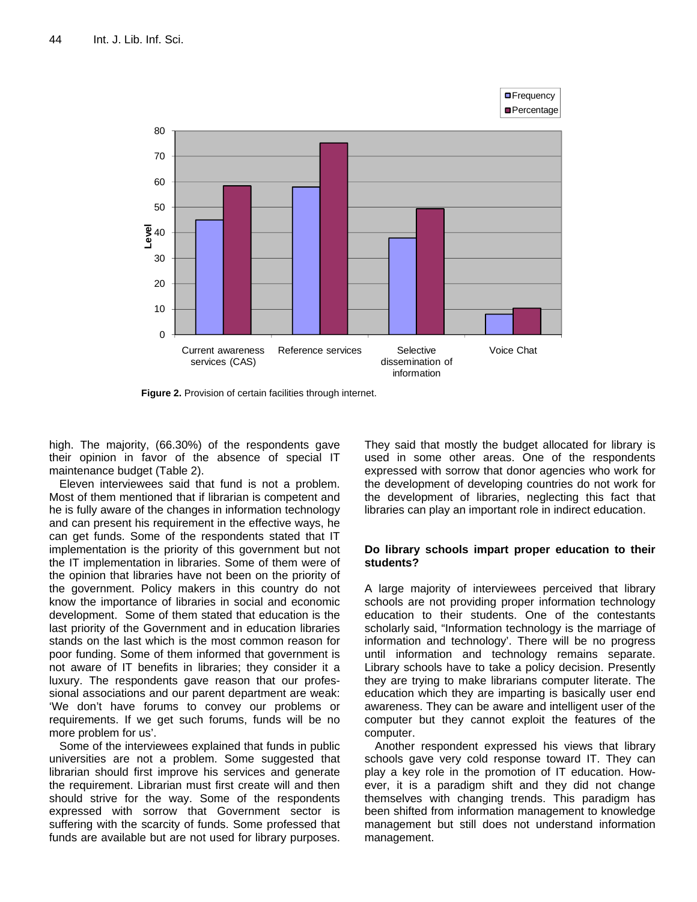Figure 2. Provision of certain facilities through internet.

high. The majority, (66.30%) of the respondents gave their opinion in favor of the absence of special IT maintenance budget (Table 2).

Eleven interviewees said that fund is not a problem. Most of them mentioned that if librarian is competent and he is fully aware of the changes in information technology and can present his requirement in the effective ways, he can get funds. Some of the respondents stated that IT implementation is the priority of this government but not the IT implementation in libraries. Some of them were of the opinion that libraries have not been on the priority of the government. Policy makers in this country do not know the importance of libraries in social and economic development. Some of them stated that education is the last priority of the Government and in education libraries stands on the last which is the most common reason for poor funding. Some of them informed that government is not aware of IT benefits in libraries; they consider it a luxury. The respondents gave reason that our professional associations and our parent department are weak: 'We don't have forums to convey our problems or requirements. If we get such forums, funds will be no more problem for us'.

Some of the interviewees explained that funds in public universities are not a problem. Some suggested that librarian should first improve his services and generate the requirement. Librarian must first create will and then should strive for the way. Some of the respondents expressed with sorrow that Government sector is suffering with the scarcity of funds. Some professed that funds are available but are not used for library purposes. They said that mostly the budget allocated for library is used in some other areas. One of the respondents expressed with sorrow that donor agencies who work for the development of developing countries do not work for the development of libraries, neglecting this fact that libraries can play an important role in indirect education.

### Do library schools impart proper education to their students?

A large majority of interviewees perceived that library schools are not providing proper information technology education to their students. One of the contestants scholarly said, "Information technology is the marriage of information and technology'. There will be no progress until information and technology remains separate. Library schools have to take a policy decision. Presently they are trying to make librarians computer literate. The education which they are imparting is basically user end awareness. They can be aware and intelligent user of the computer but they cannot exploit the features of the computer.

Another respondent expressed his views that library schools gave very cold response toward IT. They can play a key role in the promotion of IT education. However, it is a paradigm shift and they did not change themselves with changing trends. This paradigm has been shifted from information management to knowledge management but still does not understand information management.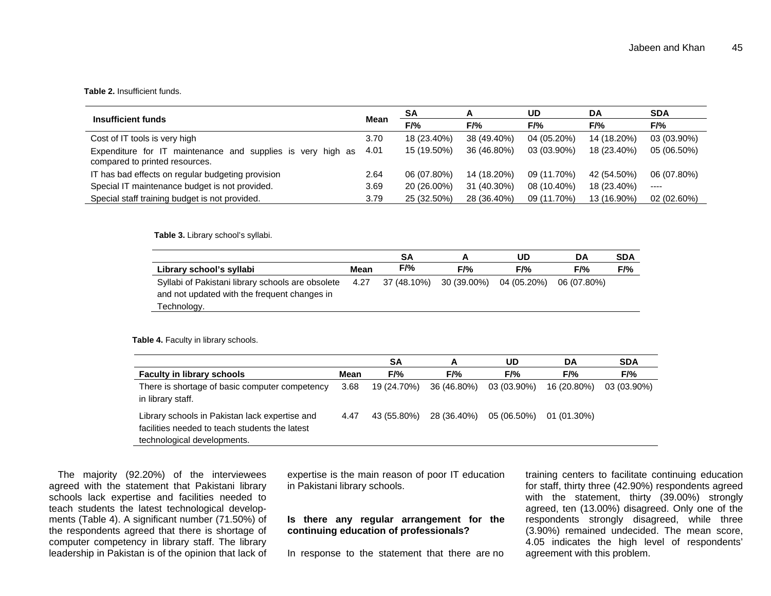**Table 2.** Insufficient funds.

| Insufficient funds | Mean | SA | A | UD | DA | SDA |
|---|---|---|---|---|---|---|
| | | F/% | F/% | F/% | F/% | F/% |
| Cost of IT tools is very high | 3.70 | 18 (23.40%) | 38 (49.40%) | 04 (05.20%) | 14 (18.20%) | 03 (03.90%) |
| Expenditure for IT maintenance and supplies is very high as compared to printed resources. | 4.01 | 15 (19.50%) | 36 (46.80%) | 03 (03.90%) | 18 (23.40%) | 05 (06.50%) |
| IT has bad effects on regular budgeting provision | 2.64 | 06 (07.80%) | 14 (18.20%) | 09 (11.70%) | 42 (54.50%) | 06 (07.80%) |
| Special IT maintenance budget is not provided. | 3.69 | 20 (26.00%) | 31 (40.30%) | 08 (10.40%) | 18 (23.40%) | ---- |
| Special staff training budget is not provided. | 3.79 | 25 (32.50%) | 28 (36.40%) | 09 (11.70%) | 13 (16.90%) | 02 (02.60%) |

**Table 3.** Library school's syllabi.

| Library school's syllabi | Mean | SA | A | UD | DA | SDA |
|---|---|---|---|---|---|---|
| | | F/% | F/% | F/% | F/% | F/% |
| Syllabi of Pakistani library schools are obsolete and not updated with the frequent changes in Technology. | 4.27 | 37 (48.10%) | 30 (39.00%) | 04 (05.20%) | 06 (07.80%) | |

**Table 4.** Faculty in library schools.

| Faculty in library schools | Mean | SA | A | UD | DA | SDA |
|---|---|---|---|---|---|---|
| | | F/% | F/% | F/% | F/% | F/% |
| There is shortage of basic computer competency in library staff. | 3.68 | 19 (24.70%) | 36 (46.80%) | 03 (03.90%) | 16 (20.80%) | 03 (03.90%) |
| Library schools in Pakistan lack expertise and facilities needed to teach students the latest technological developments. | 4.47 | 43 (55.80%) | 28 (36.40%) | 05 (06.50%) | 01 (01.30%) | |

The majority (92.20%) of the interviewees agreed with the statement that Pakistani library schools lack expertise and facilities needed to teach students the latest technological developments (Table 4). A significant number (71.50%) of the respondents agreed that there is shortage of computer competency in library staff. The library leadership in Pakistan is of the opinion that lack of expertise is the main reason of poor IT education in Pakistani library schools.

### Is there any regular arrangement for the continuing education of professionals?

In response to the statement that there are no training centers to facilitate continuing education for staff, thirty three (42.90%) respondents agreed with the statement, thirty (39.00%) strongly agreed, ten (13.00%) disagreed. Only one of the respondents strongly disagreed, while three (3.90%) remained undecided. The mean score, 4.05 indicates the high level of respondents' agreement with this problem.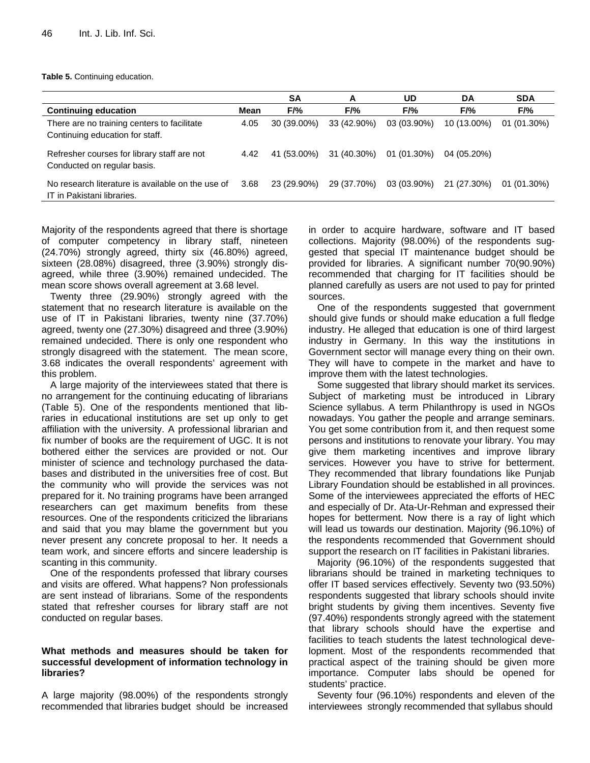**Table 5.** Continuing education.

| | | SA | A | UD | DA | SDA |
|---|---|---|---|---|---|---|
| **Continuing education** | **Mean** | **F/%** | **F/%** | **F/%** | **F/%** | **F/%** |
| There are no training centers to facilitate Continuing education for staff. | 4.05 | 30 (39.00%) | 33 (42.90%) | 03 (03.90%) | 10 (13.00%) | 01 (01.30%) |
| Refresher courses for library staff are not Conducted on regular basis. | 4.42 | 41 (53.00%) | 31 (40.30%) | 01 (01.30%) | 04 (05.20%) | |
| No research literature is available on the use of IT in Pakistani libraries. | 3.68 | 23 (29.90%) | 29 (37.70%) | 03 (03.90%) | 21 (27.30%) | 01 (01.30%) |

Majority of the respondents agreed that there is shortage of computer competency in library staff, nineteen (24.70%) strongly agreed, thirty six (46.80%) agreed, sixteen (28.08%) disagreed, three (3.90%) strongly disagreed, while three (3.90%) remained undecided. The mean score shows overall agreement at 3.68 level.

Twenty three (29.90%) strongly agreed with the statement that no research literature is available on the use of IT in Pakistani libraries, twenty nine (37.70%) agreed, twenty one (27.30%) disagreed and three (3.90%) remained undecided. There is only one respondent who strongly disagreed with the statement. The mean score, 3.68 indicates the overall respondents' agreement with this problem.

A large majority of the interviewees stated that there is no arrangement for the continuing educating of librarians (Table 5). One of the respondents mentioned that libraries in educational institutions are set up only to get affiliation with the university. A professional librarian and fix number of books are the requirement of UGC. It is not bothered either the services are provided or not. Our minister of science and technology purchased the databases and distributed in the universities free of cost. But the community who will provide the services was not prepared for it. No training programs have been arranged researchers can get maximum benefits from these resources. One of the respondents criticized the librarians and said that you may blame the government but you never present any concrete proposal to her. It needs a team work, and sincere efforts and sincere leadership is scanting in this community.

One of the respondents professed that library courses and visits are offered. What happens? Non professionals are sent instead of librarians. Some of the respondents stated that refresher courses for library staff are not conducted on regular bases.

### What methods and measures should be taken for successful development of information technology in libraries?

A large majority (98.00%) of the respondents strongly recommended that libraries budget should be increased in order to acquire hardware, software and IT based collections. Majority (98.00%) of the respondents suggested that special IT maintenance budget should be provided for libraries. A significant number 70(90.90%) recommended that charging for IT facilities should be planned carefully as users are not used to pay for printed sources.

One of the respondents suggested that government should give funds or should make education a full fledge industry. He alleged that education is one of third largest industry in Germany. In this way the institutions in Government sector will manage every thing on their own. They will have to compete in the market and have to improve them with the latest technologies.

Some suggested that library should market its services. Subject of marketing must be introduced in Library Science syllabus. A term Philanthropy is used in NGOs nowadays. You gather the people and arrange seminars. You get some contribution from it, and then request some persons and institutions to renovate your library. You may give them marketing incentives and improve library services. However you have to strive for betterment. They recommended that library foundations like Punjab Library Foundation should be established in all provinces. Some of the interviewees appreciated the efforts of HEC and especially of Dr. Ata-Ur-Rehman and expressed their hopes for betterment. Now there is a ray of light which will lead us towards our destination. Majority (96.10%) of the respondents recommended that Government should support the research on IT facilities in Pakistani libraries.

Majority (96.10%) of the respondents suggested that librarians should be trained in marketing techniques to offer IT based services effectively. Seventy two (93.50%) respondents suggested that library schools should invite bright students by giving them incentives. Seventy five (97.40%) respondents strongly agreed with the statement that library schools should have the expertise and facilities to teach students the latest technological development. Most of the respondents recommended that practical aspect of the training should be given more importance. Computer labs should be opened for students' practice.

Seventy four (96.10%) respondents and eleven of the interviewees strongly recommended that syllabus should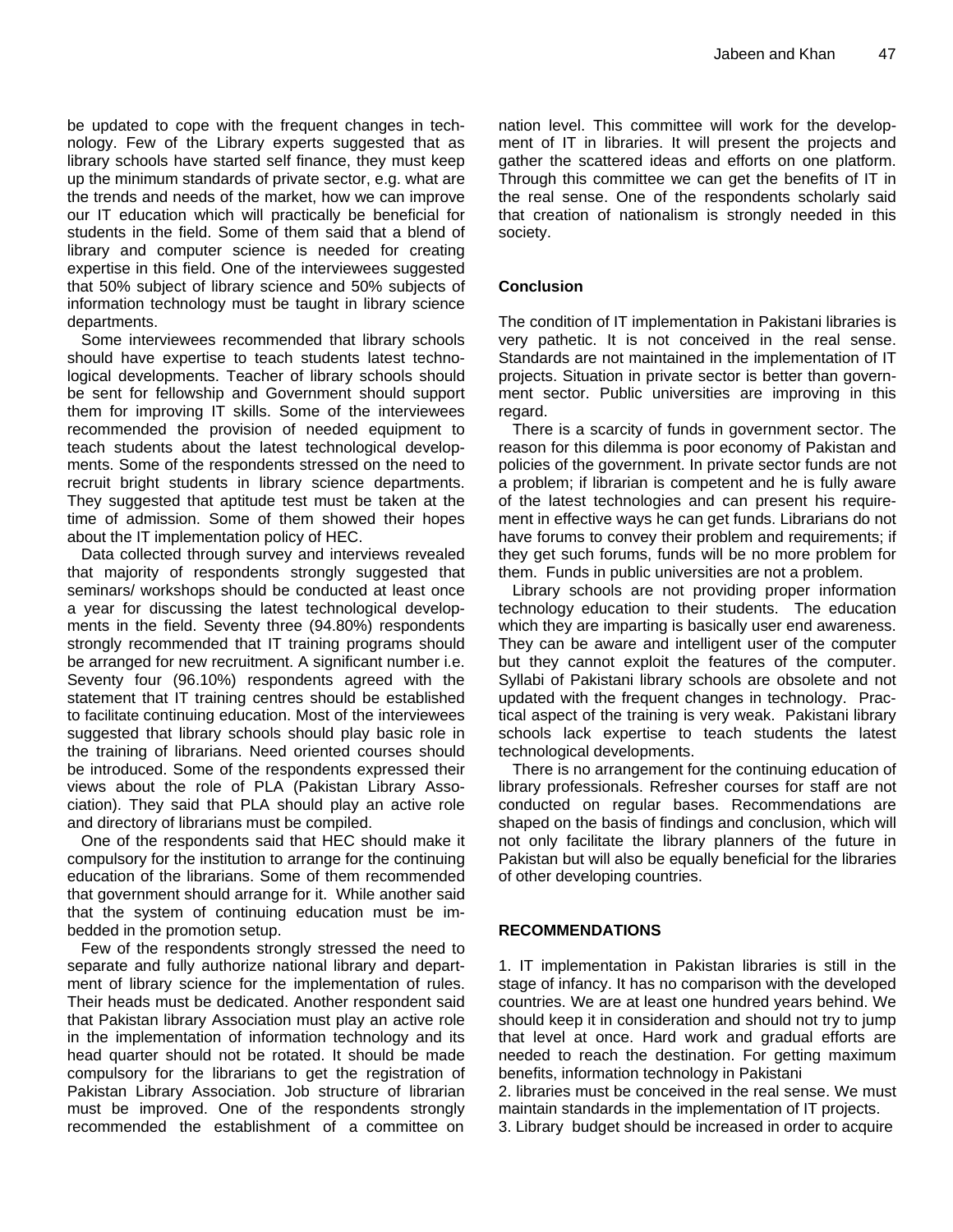be updated to cope with the frequent changes in technology. Few of the Library experts suggested that as library schools have started self finance, they must keep up the minimum standards of private sector, e.g. what are the trends and needs of the market, how we can improve our IT education which will practically be beneficial for students in the field. Some of them said that a blend of library and computer science is needed for creating expertise in this field. One of the interviewees suggested that 50% subject of library science and 50% subjects of information technology must be taught in library science departments.

Some interviewees recommended that library schools should have expertise to teach students latest technological developments. Teacher of library schools should be sent for fellowship and Government should support them for improving IT skills. Some of the interviewees recommended the provision of needed equipment to teach students about the latest technological developments. Some of the respondents stressed on the need to recruit bright students in library science departments. They suggested that aptitude test must be taken at the time of admission. Some of them showed their hopes about the IT implementation policy of HEC.

Data collected through survey and interviews revealed that majority of respondents strongly suggested that seminars/ workshops should be conducted at least once a year for discussing the latest technological developments in the field. Seventy three (94.80%) respondents strongly recommended that IT training programs should be arranged for new recruitment. A significant number i.e. Seventy four (96.10%) respondents agreed with the statement that IT training centres should be established to facilitate continuing education. Most of the interviewees suggested that library schools should play basic role in the training of librarians. Need oriented courses should be introduced. Some of the respondents expressed their views about the role of PLA (Pakistan Library Association). They said that PLA should play an active role and directory of librarians must be compiled.

One of the respondents said that HEC should make it compulsory for the institution to arrange for the continuing education of the librarians. Some of them recommended that government should arrange for it. While another said that the system of continuing education must be imbedded in the promotion setup.

Few of the respondents strongly stressed the need to separate and fully authorize national library and department of library science for the implementation of rules. Their heads must be dedicated. Another respondent said that Pakistan library Association must play an active role in the implementation of information technology and its head quarter should not be rotated. It should be made compulsory for the librarians to get the registration of Pakistan Library Association. Job structure of librarian must be improved. One of the respondents strongly recommended the establishment of a committee on nation level. This committee will work for the development of IT in libraries. It will present the projects and gather the scattered ideas and efforts on one platform. Through this committee we can get the benefits of IT in the real sense. One of the respondents scholarly said that creation of nationalism is strongly needed in this society.

## Conclusion

The condition of IT implementation in Pakistani libraries is very pathetic. It is not conceived in the real sense. Standards are not maintained in the implementation of IT projects. Situation in private sector is better than government sector. Public universities are improving in this regard.

There is a scarcity of funds in government sector. The reason for this dilemma is poor economy of Pakistan and policies of the government. In private sector funds are not a problem; if librarian is competent and he is fully aware of the latest technologies and can present his requirement in effective ways he can get funds. Librarians do not have forums to convey their problem and requirements; if they get such forums, funds will be no more problem for them. Funds in public universities are not a problem.

Library schools are not providing proper information technology education to their students. The education which they are imparting is basically user end awareness. They can be aware and intelligent user of the computer but they cannot exploit the features of the computer. Syllabi of Pakistani library schools are obsolete and not updated with the frequent changes in technology. Practical aspect of the training is very weak. Pakistani library schools lack expertise to teach students the latest technological developments.

There is no arrangement for the continuing education of library professionals. Refresher courses for staff are not conducted on regular bases. Recommendations are shaped on the basis of findings and conclusion, which will not only facilitate the library planners of the future in Pakistan but will also be equally beneficial for the libraries of other developing countries.

## RECOMMENDATIONS

1. IT implementation in Pakistan libraries is still in the stage of infancy. It has no comparison with the developed countries. We are at least one hundred years behind. We should keep it in consideration and should not try to jump that level at once. Hard work and gradual efforts are needed to reach the destination. For getting maximum benefits, information technology in Pakistani
2. libraries must be conceived in the real sense. We must maintain standards in the implementation of IT projects.
3. Library budget should be increased in order to acquire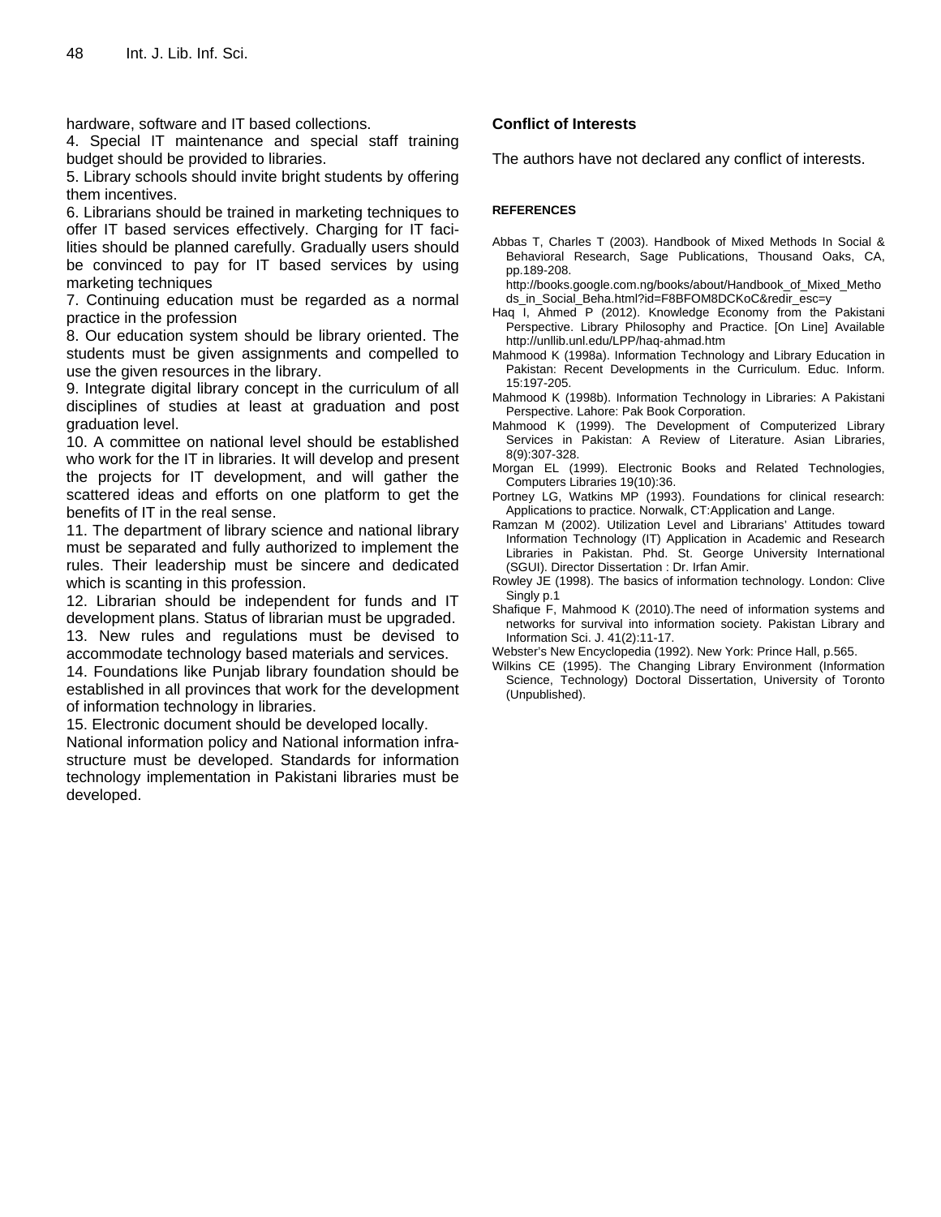hardware, software and IT based collections.

4. Special IT maintenance and special staff training budget should be provided to libraries.

5. Library schools should invite bright students by offering them incentives.

6. Librarians should be trained in marketing techniques to offer IT based services effectively. Charging for IT facilities should be planned carefully. Gradually users should be convinced to pay for IT based services by using marketing techniques

7. Continuing education must be regarded as a normal practice in the profession

8. Our education system should be library oriented. The students must be given assignments and compelled to use the given resources in the library.

9. Integrate digital library concept in the curriculum of all disciplines of studies at least at graduation and post graduation level.

10. A committee on national level should be established who work for the IT in libraries. It will develop and present the projects for IT development, and will gather the scattered ideas and efforts on one platform to get the benefits of IT in the real sense.

11. The department of library science and national library must be separated and fully authorized to implement the rules. Their leadership must be sincere and dedicated which is scanting in this profession.

12. Librarian should be independent for funds and IT development plans. Status of librarian must be upgraded.

13. New rules and regulations must be devised to accommodate technology based materials and services.

14. Foundations like Punjab library foundation should be established in all provinces that work for the development of information technology in libraries.

15. Electronic document should be developed locally.

National information policy and National information infrastructure must be developed. Standards for information technology implementation in Pakistani libraries must be developed.

## Conflict of Interests

The authors have not declared any conflict of interests.

## REFERENCES

Abbas T, Charles T (2003). Handbook of Mixed Methods In Social & Behavioral Research, Sage Publications, Thousand Oaks, CA, pp.189-208. http://books.google.com.ng/books/about/Handbook_of_Mixed_Methods_in_Social_Beha.html?id=F8BFOM8DCKoC&redir_esc=y

Haq I, Ahmed P (2012). Knowledge Economy from the Pakistani Perspective. Library Philosophy and Practice. [On Line] Available http://unllib.unl.edu/LPP/haq-ahmad.htm

Mahmood K (1998a). Information Technology and Library Education in Pakistan: Recent Developments in the Curriculum. Educ. Inform. 15:197-205.

Mahmood K (1998b). Information Technology in Libraries: A Pakistani Perspective. Lahore: Pak Book Corporation.

Mahmood K (1999). The Development of Computerized Library Services in Pakistan: A Review of Literature. Asian Libraries, 8(9):307-328.

Morgan EL (1999). Electronic Books and Related Technologies, Computers Libraries 19(10):36.

Portney LG, Watkins MP (1993). Foundations for clinical research: Applications to practice. Norwalk, CT:Application and Lange.

Ramzan M (2002). Utilization Level and Librarians' Attitudes toward Information Technology (IT) Application in Academic and Research Libraries in Pakistan. Phd. St. George University International (SGUI). Director Dissertation : Dr. Irfan Amir.

Rowley JE (1998). The basics of information technology. London: Clive Singly p.1

Shafique F, Mahmood K (2010).The need of information systems and networks for survival into information society. Pakistan Library and Information Sci. J. 41(2):11-17.

Webster's New Encyclopedia (1992). New York: Prince Hall, p.565.

Wilkins CE (1995). The Changing Library Environment (Information Science, Technology) Doctoral Dissertation, University of Toronto (Unpublished).